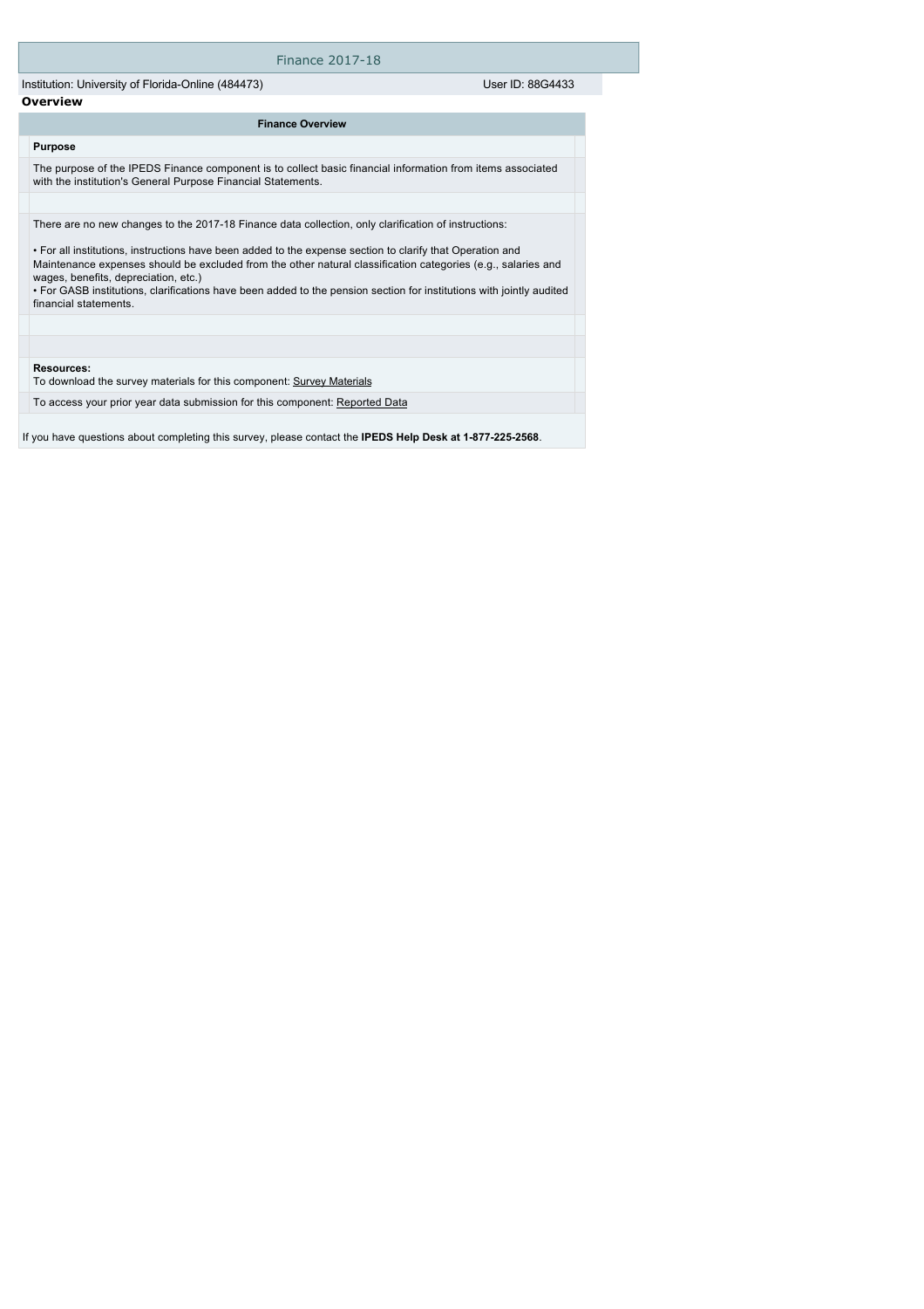# Finance 2017-18

Institution: University of Florida-Online (484473) User ID: 88G4433

## Overview

### Finance Overview

**Purpose**

The purpose of the IPEDS Finance component is to collect basic financial information from items associated with the institution's General Purpose Financial Statements.

There are no new changes to the 2017-18 Finance data collection, only clarification of instructions:

• For all institutions, instructions have been added to the expense section to clarify that Operation and Maintenance expenses should be excluded from the other natural classification categories (e.g., salaries and wages, benefits, depreciation, etc.)
• For GASB institutions, clarifications have been added to the pension section for institutions with jointly audited financial statements.

**Resources:**
To download the survey materials for this component: Survey Materials

To access your prior year data submission for this component: Reported Data

If you have questions about completing this survey, please contact the **IPEDS Help Desk at 1-877-225-2568**.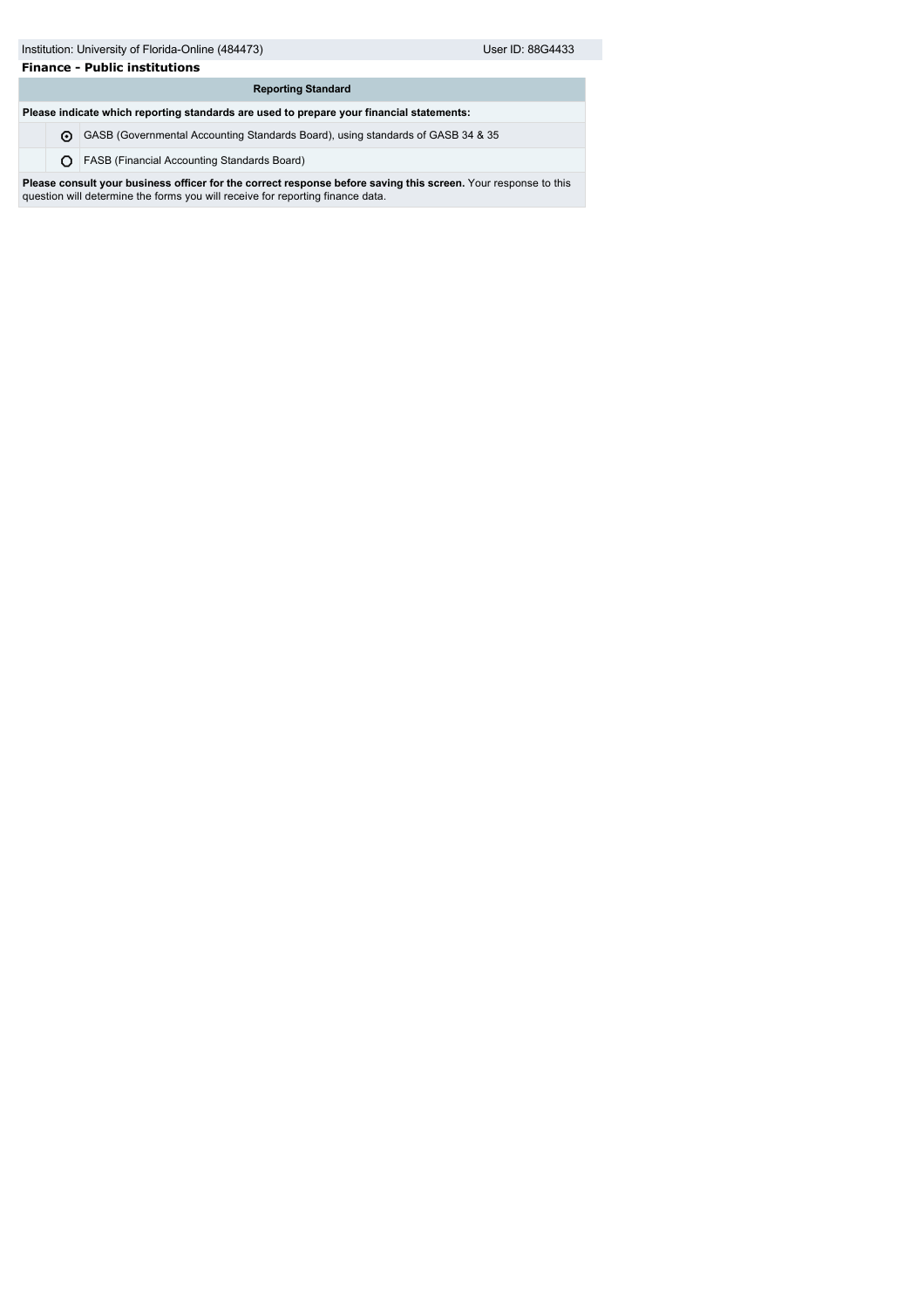Institution: University of Florida-Online (484473) User ID: 88G4433

**Finance - Public institutions**

| Reporting Standard | |
| --- | --- |
| **Please indicate which reporting standards are used to prepare your financial statements:** | |
| ⊙ | GASB (Governmental Accounting Standards Board), using standards of GASB 34 & 35 |
| ○ | FASB (Financial Accounting Standards Board) |

**Please consult your business officer for the correct response before saving this screen.** Your response to this question will determine the forms you will receive for reporting finance data.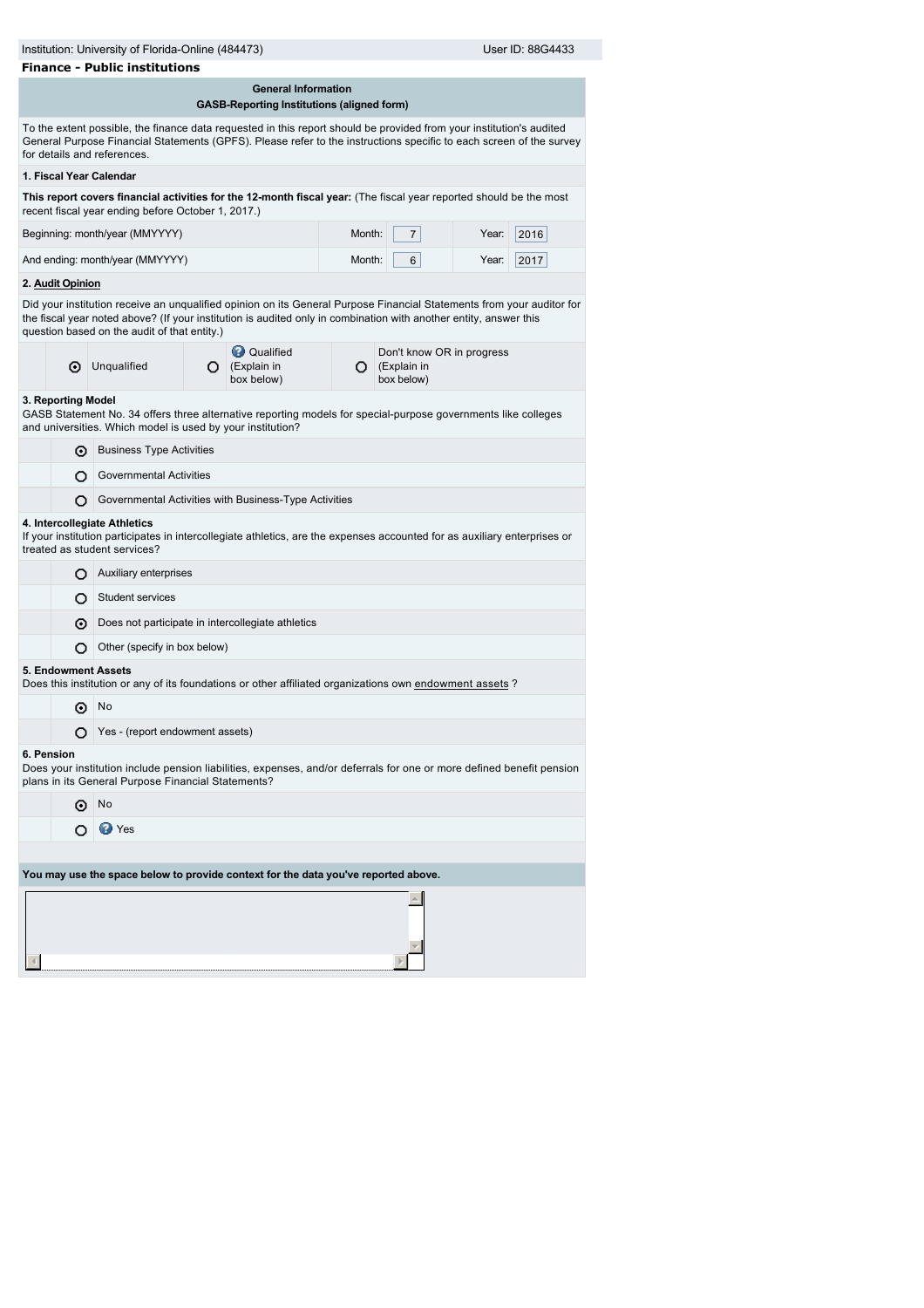Institution: University of Florida-Online (484473) User ID: 88G4433

**Finance - Public institutions**

**General Information**
**GASB-Reporting Institutions (aligned form)**

To the extent possible, the finance data requested in this report should be provided from your institution's audited General Purpose Financial Statements (GPFS). Please refer to the instructions specific to each screen of the survey for details and references.

**1. Fiscal Year Calendar**

**This report covers financial activities for the 12-month fiscal year:** (The fiscal year reported should be the most recent fiscal year ending before October 1, 2017.)

| | | | | |
|---|---|---|---|---|
| Beginning: month/year (MMYYYY) | Month: | 7 | Year: | 2016 |
| And ending: month/year (MMYYYY) | Month: | 6 | Year: | 2017 |

**2. Audit Opinion**

Did your institution receive an unqualified opinion on its General Purpose Financial Statements from your auditor for the fiscal year noted above? (If your institution is audited only in combination with another entity, answer this question based on the audit of that entity.)

- (●) Unqualified
- ( ) Qualified (Explain in box below)
- ( ) Don't know OR in progress (Explain in box below)

**3. Reporting Model**
GASB Statement No. 34 offers three alternative reporting models for special-purpose governments like colleges and universities. Which model is used by your institution?

- (●) Business Type Activities
- ( ) Governmental Activities
- ( ) Governmental Activities with Business-Type Activities

**4. Intercollegiate Athletics**
If your institution participates in intercollegiate athletics, are the expenses accounted for as auxiliary enterprises or treated as student services?

- ( ) Auxiliary enterprises
- ( ) Student services
- (●) Does not participate in intercollegiate athletics
- ( ) Other (specify in box below)

**5. Endowment Assets**
Does this institution or any of its foundations or other affiliated organizations own endowment assets ?

- (●) No
- ( ) Yes - (report endowment assets)

**6. Pension**
Does your institution include pension liabilities, expenses, and/or deferrals for one or more defined benefit pension plans in its General Purpose Financial Statements?

- (●) No
- ( ) Yes

**You may use the space below to provide context for the data you've reported above.**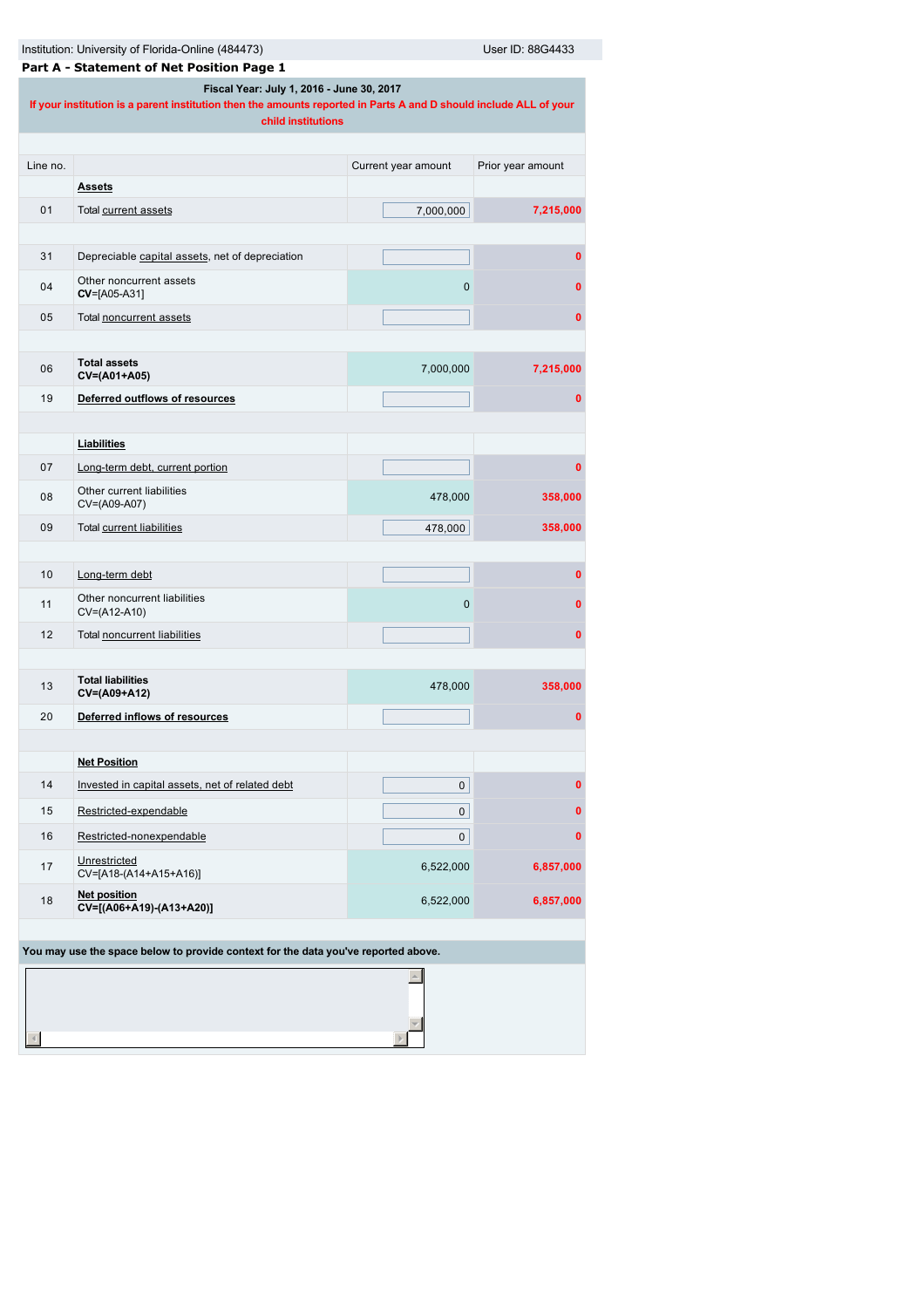Institution: University of Florida-Online (484473) User ID: 88G4433

**Part A - Statement of Net Position Page 1**

**Fiscal Year: July 1, 2016 - June 30, 2017**

**If your institution is a parent institution then the amounts reported in Parts A and D should include ALL of your child institutions**

| Line no. | | Current year amount | Prior year amount |
|---|---|---|---|
| | **Assets** | | |
| 01 | Total current assets | 7,000,000 | 7,215,000 |
| 31 | Depreciable capital assets, net of depreciation | | 0 |
| 04 | Other noncurrent assets **CV**=[A05-A31] | 0 | 0 |
| 05 | Total noncurrent assets | | 0 |
| 06 | **Total assets** **CV=(A01+A05)** | 7,000,000 | 7,215,000 |
| 19 | **Deferred outflows of resources** | | 0 |
| | **Liabilities** | | |
| 07 | Long-term debt, current portion | | 0 |
| 08 | Other current liabilities CV=(A09-A07) | 478,000 | 358,000 |
| 09 | Total current liabilities | 478,000 | 358,000 |
| 10 | Long-term debt | | 0 |
| 11 | Other noncurrent liabilities CV=(A12-A10) | 0 | 0 |
| 12 | Total noncurrent liabilities | | 0 |
| 13 | **Total liabilities** **CV=(A09+A12)** | 478,000 | 358,000 |
| 20 | **Deferred inflows of resources** | | 0 |
| | **Net Position** | | |
| 14 | Invested in capital assets, net of related debt | 0 | 0 |
| 15 | Restricted-expendable | 0 | 0 |
| 16 | Restricted-nonexpendable | 0 | 0 |
| 17 | Unrestricted CV=[A18-(A14+A15+A16)] | 6,522,000 | 6,857,000 |
| 18 | **Net position** **CV=[(A06+A19)-(A13+A20)]** | 6,522,000 | 6,857,000 |

**You may use the space below to provide context for the data you've reported above.**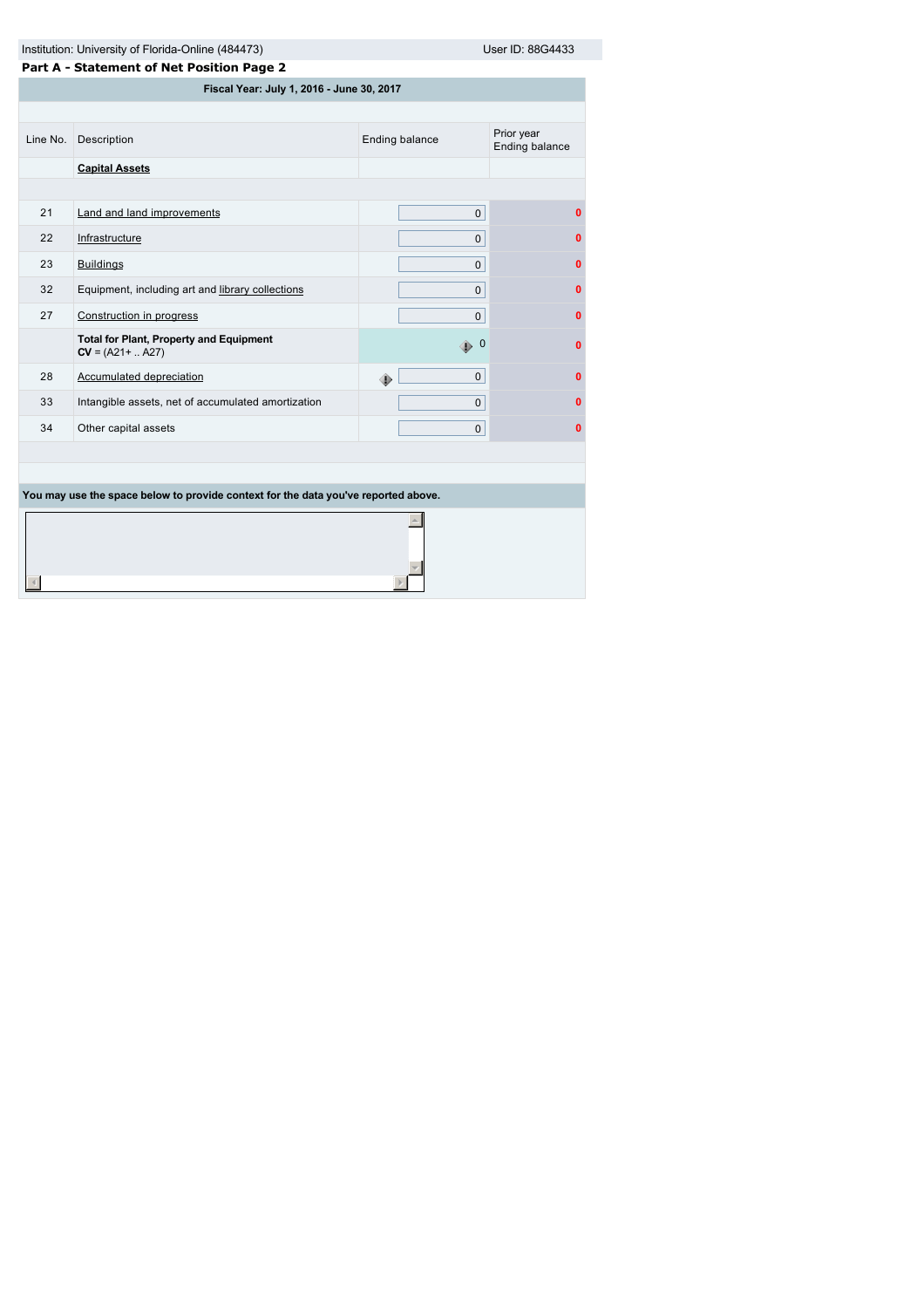Institution: University of Florida-Online (484473) User ID: 88G4433

**Part A - Statement of Net Position Page 2**

| Fiscal Year: July 1, 2016 - June 30, 2017 | | | |
|---|---|---|---|
| Line No. | Description | Ending balance | Prior year Ending balance |
| | **Capital Assets** | | |
| 21 | Land and land improvements | 0 | 0 |
| 22 | Infrastructure | 0 | 0 |
| 23 | Buildings | 0 | 0 |
| 32 | Equipment, including art and library collections | 0 | 0 |
| 27 | Construction in progress | 0 | 0 |
| | **Total for Plant, Property and Equipment** **CV** = (A21+ .. A27) | 0 | 0 |
| 28 | Accumulated depreciation | 0 | 0 |
| 33 | Intangible assets, net of accumulated amortization | 0 | 0 |
| 34 | Other capital assets | 0 | 0 |

**You may use the space below to provide context for the data you've reported above.**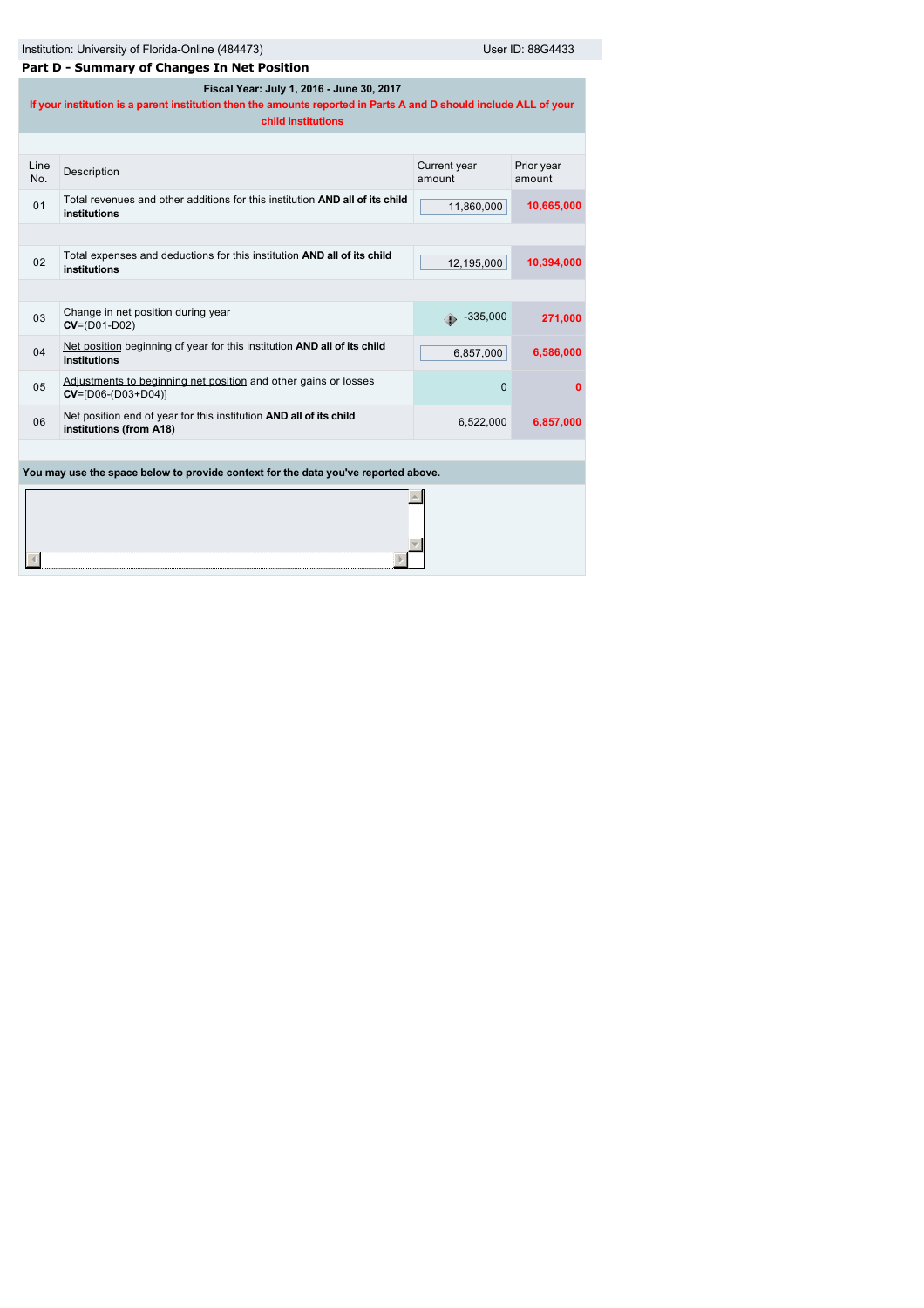Institution: University of Florida-Online (484473) User ID: 88G4433

## Part D - Summary of Changes In Net Position

**Fiscal Year: July 1, 2016 - June 30, 2017**

**If your institution is a parent institution then the amounts reported in Parts A and D should include ALL of your child institutions**

| Line No. | Description | Current year amount | Prior year amount |
|---|---|---|---|
| 01 | Total revenues and other additions for this institution **AND all of its child institutions** | 11,860,000 | **10,665,000** |
| 02 | Total expenses and deductions for this institution **AND all of its child institutions** | 12,195,000 | **10,394,000** |
| 03 | Change in net position during year **CV**=(D01-D02) | -335,000 | **271,000** |
| 04 | Net position beginning of year for this institution **AND all of its child institutions** | 6,857,000 | **6,586,000** |
| 05 | Adjustments to beginning net position and other gains or losses **CV**=[D06-(D03+D04)] | 0 | **0** |
| 06 | Net position end of year for this institution **AND all of its child institutions (from A18)** | 6,522,000 | **6,857,000** |

**You may use the space below to provide context for the data you've reported above.**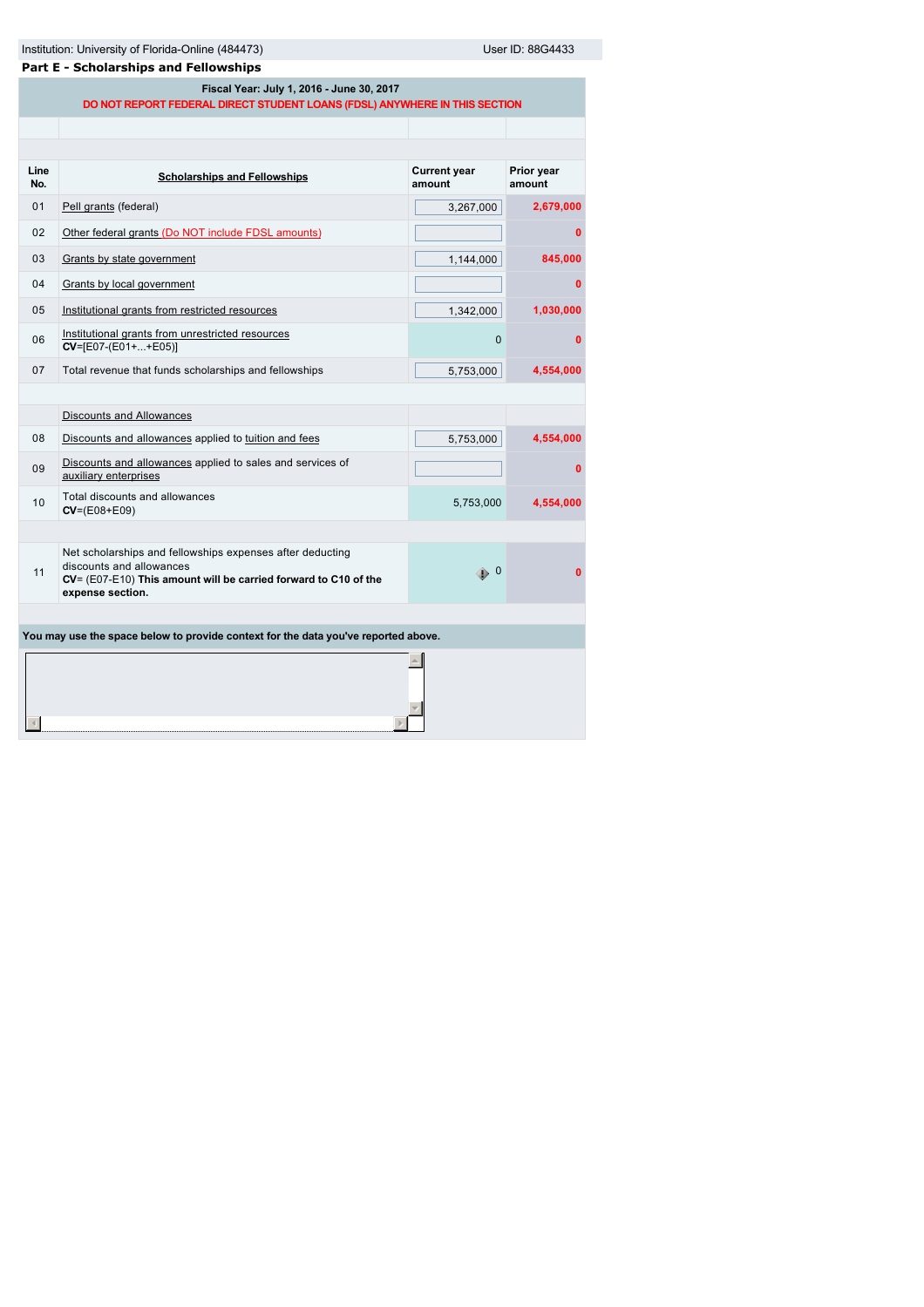Institution: University of Florida-Online (484473) User ID: 88G4433

## Part E - Scholarships and Fellowships

**Fiscal Year: July 1, 2016 - June 30, 2017**

**DO NOT REPORT FEDERAL DIRECT STUDENT LOANS (FDSL) ANYWHERE IN THIS SECTION**

| Line No. | Scholarships and Fellowships | Current year amount | Prior year amount |
|---|---|---|---|
| 01 | Pell grants (federal) | 3,267,000 | 2,679,000 |
| 02 | Other federal grants (Do NOT include FDSL amounts) | | 0 |
| 03 | Grants by state government | 1,144,000 | 845,000 |
| 04 | Grants by local government | | 0 |
| 05 | Institutional grants from restricted resources | 1,342,000 | 1,030,000 |
| 06 | Institutional grants from unrestricted resources **CV**=[E07-(E01+...+E05)] | 0 | 0 |
| 07 | Total revenue that funds scholarships and fellowships | 5,753,000 | 4,554,000 |
| | Discounts and Allowances | | |
| 08 | Discounts and allowances applied to tuition and fees | 5,753,000 | 4,554,000 |
| 09 | Discounts and allowances applied to sales and services of auxiliary enterprises | | 0 |
| 10 | Total discounts and allowances **CV**=(E08+E09) | 5,753,000 | 4,554,000 |
| 11 | Net scholarships and fellowships expenses after deducting discounts and allowances **CV**= (E07-E10) **This amount will be carried forward to C10 of the expense section.** | 0 | 0 |

**You may use the space below to provide context for the data you've reported above.**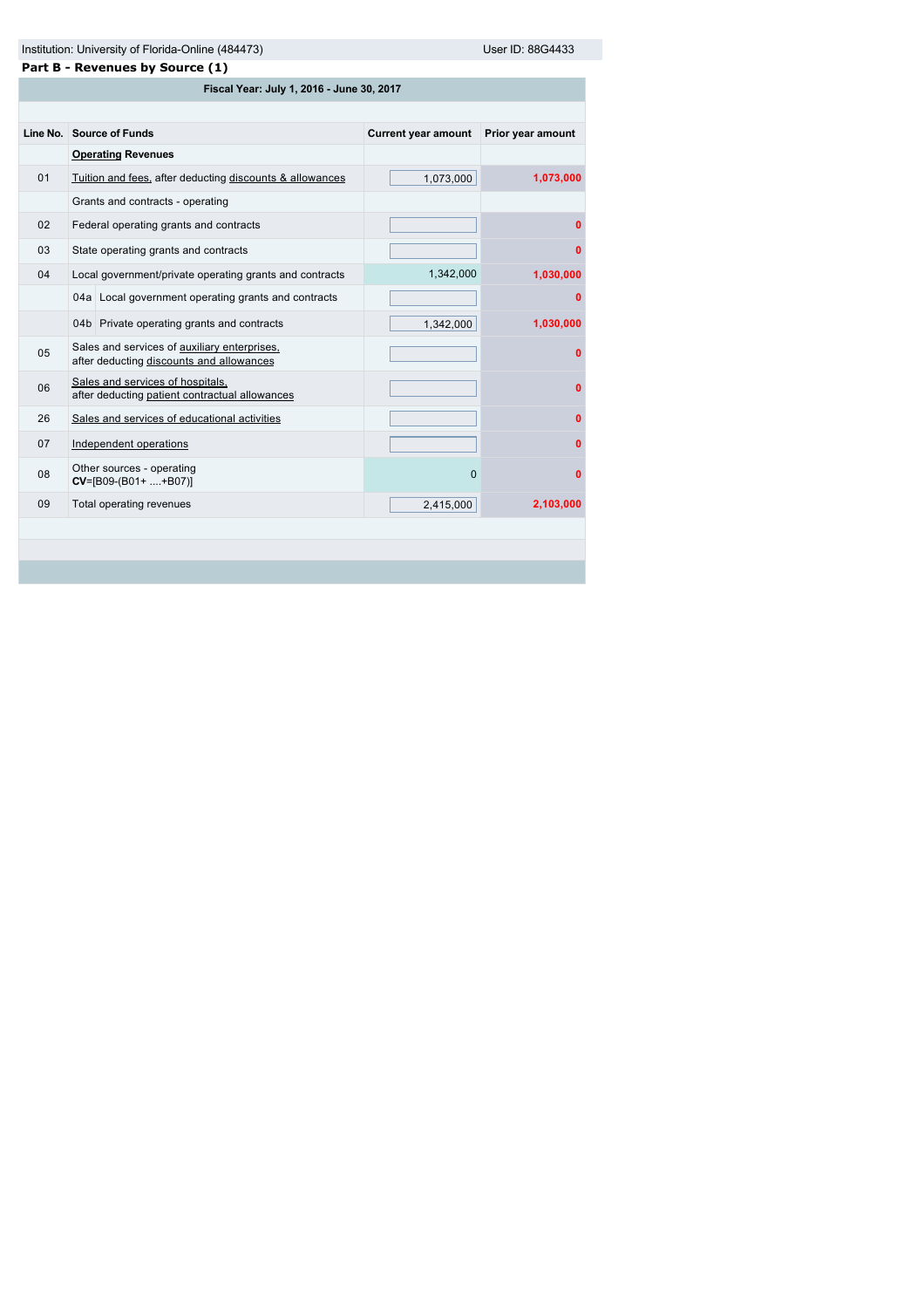Institution: University of Florida-Online (484473) User ID: 88G4433

**Part B - Revenues by Source (1)**

Fiscal Year: July 1, 2016 - June 30, 2017

| Line No. | Source of Funds | Current year amount | Prior year amount |
|---|---|---|---|
| | **Operating Revenues** | | |
| 01 | Tuition and fees, after deducting discounts & allowances | 1,073,000 | 1,073,000 |
| | Grants and contracts - operating | | |
| 02 | Federal operating grants and contracts | | 0 |
| 03 | State operating grants and contracts | | 0 |
| 04 | Local government/private operating grants and contracts | 1,342,000 | 1,030,000 |
| | 04a Local government operating grants and contracts | | 0 |
| | 04b Private operating grants and contracts | 1,342,000 | 1,030,000 |
| 05 | Sales and services of auxiliary enterprises, after deducting discounts and allowances | | 0 |
| 06 | Sales and services of hospitals, after deducting patient contractual allowances | | 0 |
| 26 | Sales and services of educational activities | | 0 |
| 07 | Independent operations | | 0 |
| 08 | Other sources - operating **CV**=[B09-(B01+ ....+B07)] | 0 | 0 |
| 09 | Total operating revenues | 2,415,000 | 2,103,000 |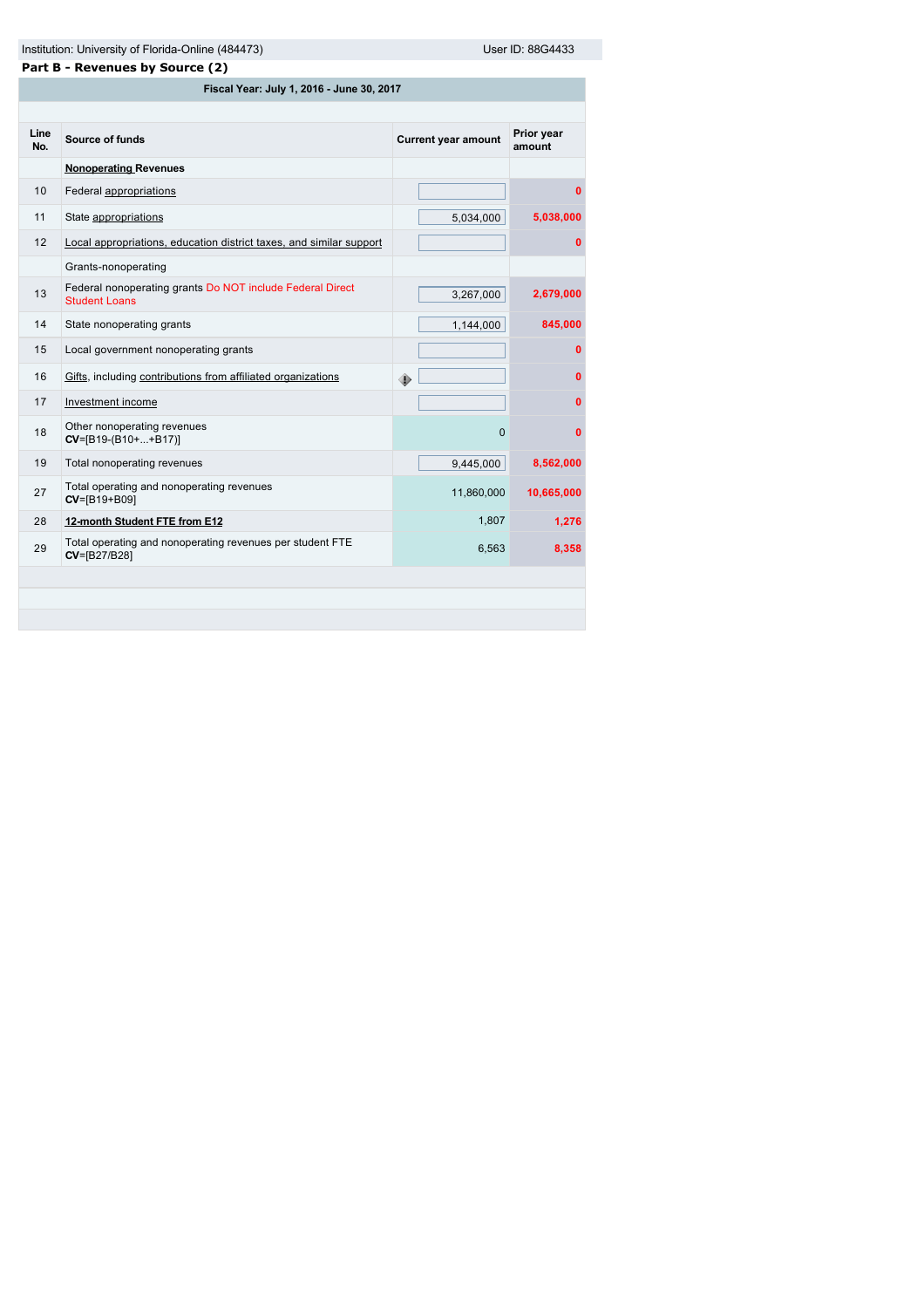Institution: University of Florida-Online (484473) User ID: 88G4433

**Part B - Revenues by Source (2)**

**Fiscal Year: July 1, 2016 - June 30, 2017**

| Line No. | Source of funds | Current year amount | Prior year amount |
|---|---|---|---|
| | **Nonoperating Revenues** | | |
| 10 | Federal appropriations | | 0 |
| 11 | State appropriations | 5,034,000 | 5,038,000 |
| 12 | Local appropriations, education district taxes, and similar support | | 0 |
| | Grants-nonoperating | | |
| 13 | Federal nonoperating grants Do NOT include Federal Direct Student Loans | 3,267,000 | 2,679,000 |
| 14 | State nonoperating grants | 1,144,000 | 845,000 |
| 15 | Local government nonoperating grants | | 0 |
| 16 | Gifts, including contributions from affiliated organizations | | 0 |
| 17 | Investment income | | 0 |
| 18 | Other nonoperating revenues **CV**=[B19-(B10+...+B17)] | 0 | 0 |
| 19 | Total nonoperating revenues | 9,445,000 | 8,562,000 |
| 27 | Total operating and nonoperating revenues **CV**=[B19+B09] | 11,860,000 | 10,665,000 |
| 28 | **12-month Student FTE from E12** | 1,807 | 1,276 |
| 29 | Total operating and nonoperating revenues per student FTE **CV**=[B27/B28] | 6,563 | 8,358 |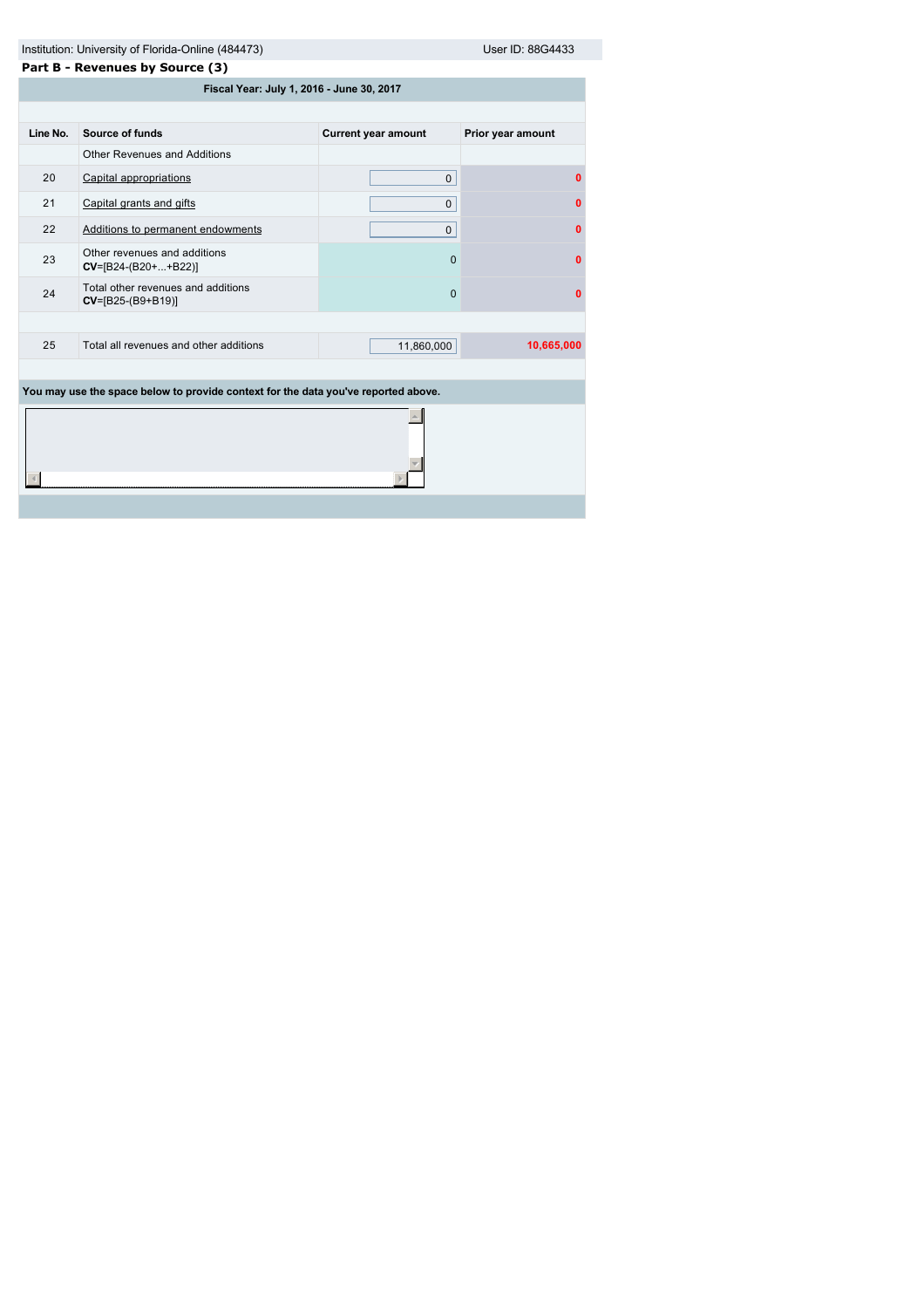Institution: University of Florida-Online (484473) User ID: 88G4433

**Part B - Revenues by Source (3)**

**Fiscal Year: July 1, 2016 - June 30, 2017**

| Line No. | Source of funds | Current year amount | Prior year amount |
|---|---|---|---|
| | Other Revenues and Additions | | |
| 20 | Capital appropriations | 0 | 0 |
| 21 | Capital grants and gifts | 0 | 0 |
| 22 | Additions to permanent endowments | 0 | 0 |
| 23 | Other revenues and additions **CV**=[B24-(B20+...+B22)] | 0 | 0 |
| 24 | Total other revenues and additions **CV**=[B25-(B9+B19)] | 0 | 0 |
| | | | |
| 25 | Total all revenues and other additions | 11,860,000 | 10,665,000 |

**You may use the space below to provide context for the data you've reported above.**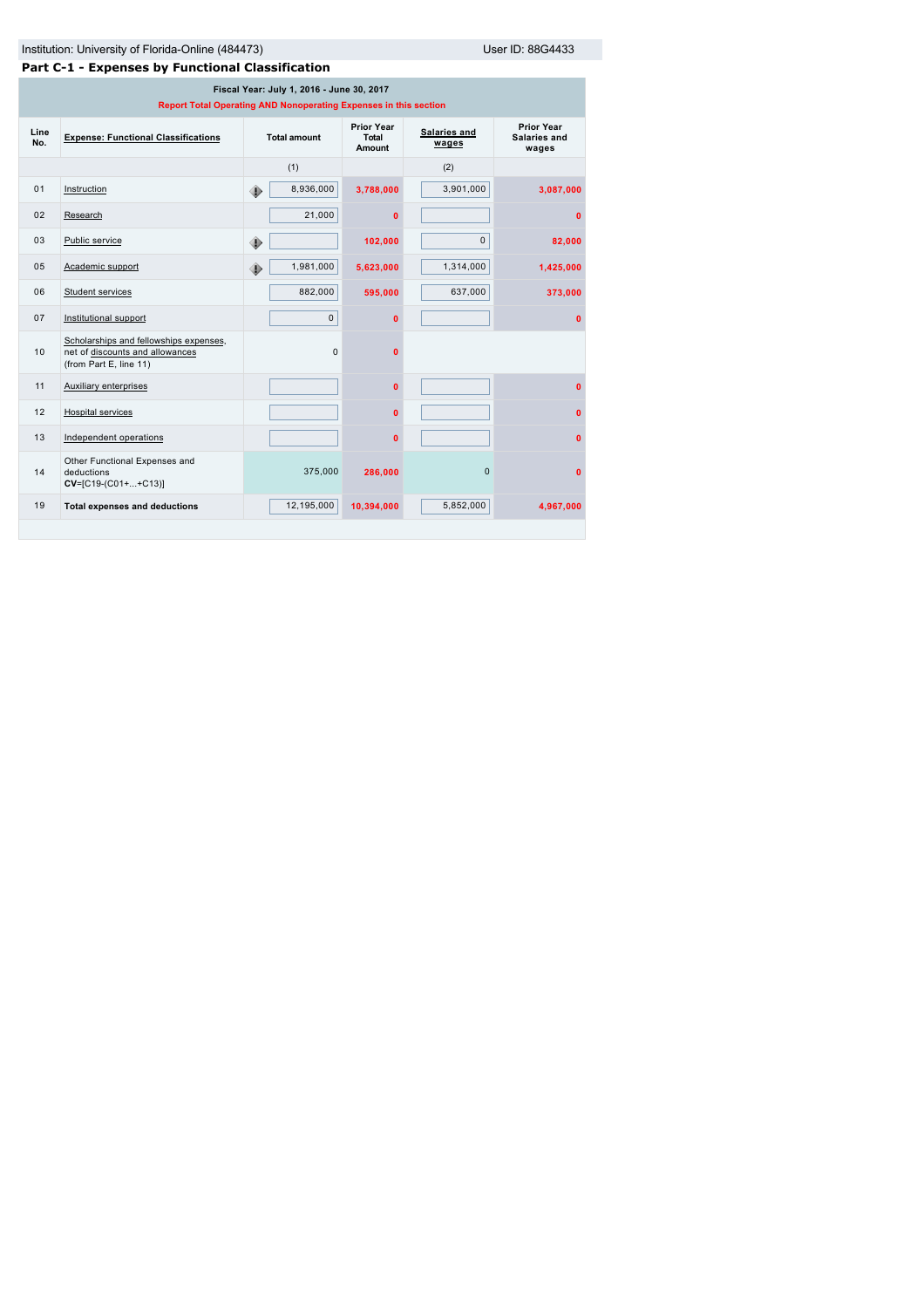Institution: University of Florida-Online (484473) User ID: 88G4433

## Part C-1 - Expenses by Functional Classification

Fiscal Year: July 1, 2016 - June 30, 2017

Report Total Operating AND Nonoperating Expenses in this section

| Line No. | Expense: Functional Classifications | Total amount | Prior Year Total Amount | Salaries and wages | Prior Year Salaries and wages |
|---|---|---|---|---|---|
| | | (1) | | (2) | |
| 01 | Instruction | 8,936,000 | 3,788,000 | 3,901,000 | 3,087,000 |
| 02 | Research | 21,000 | 0 | | 0 |
| 03 | Public service | | 102,000 | 0 | 82,000 |
| 05 | Academic support | 1,981,000 | 5,623,000 | 1,314,000 | 1,425,000 |
| 06 | Student services | 882,000 | 595,000 | 637,000 | 373,000 |
| 07 | Institutional support | 0 | 0 | | 0 |
| 10 | Scholarships and fellowships expenses, net of discounts and allowances (from Part E, line 11) | 0 | 0 | | |
| 11 | Auxiliary enterprises | | 0 | | 0 |
| 12 | Hospital services | | 0 | | 0 |
| 13 | Independent operations | | 0 | | 0 |
| 14 | Other Functional Expenses and deductions **CV**=[C19-(C01+...+C13)] | 375,000 | 286,000 | 0 | 0 |
| 19 | **Total expenses and deductions** | 12,195,000 | 10,394,000 | 5,852,000 | 4,967,000 |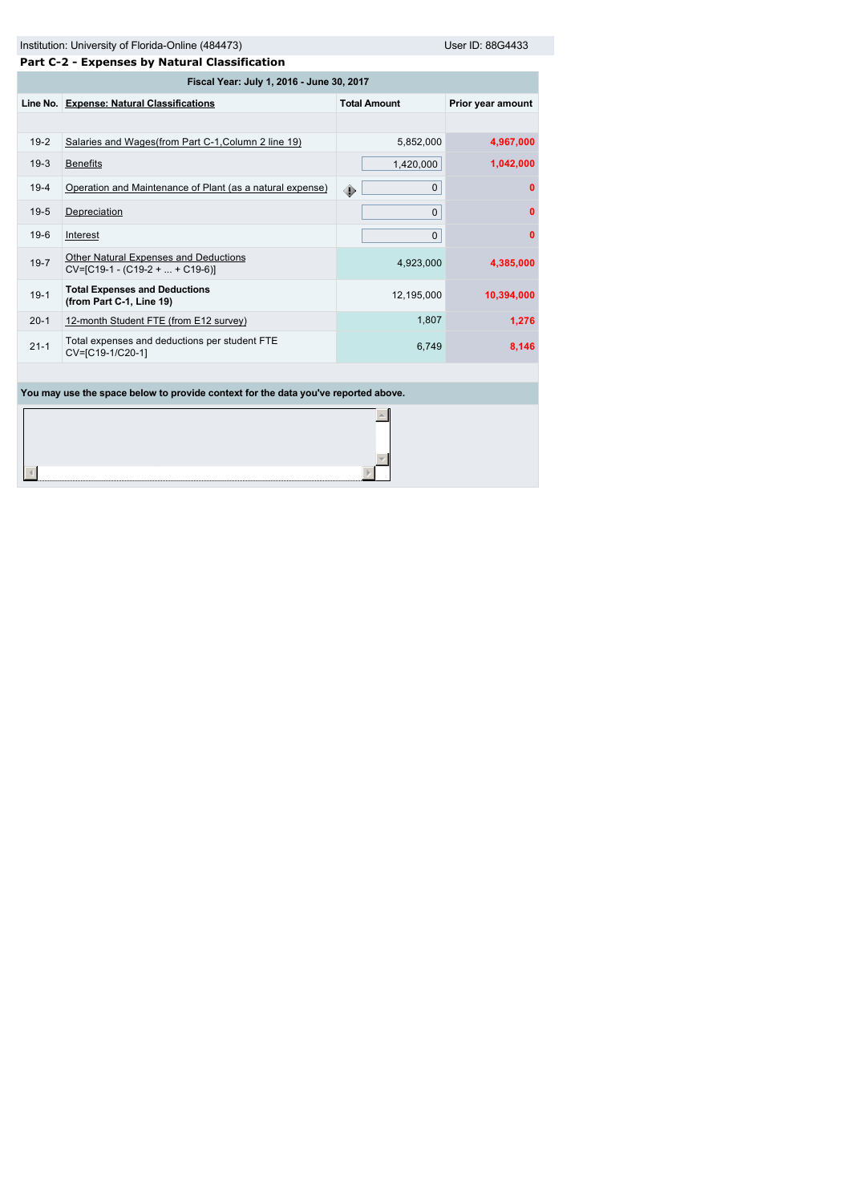Institution: University of Florida-Online (484473) User ID: 88G4433

## Part C-2 - Expenses by Natural Classification

| Fiscal Year: July 1, 2016 - June 30, 2017 | | | |
|---|---|---|---|
| **Line No.** | **Expense: Natural Classifications** | **Total Amount** | **Prior year amount** |
| | | | |
| 19-2 | Salaries and Wages(from Part C-1,Column 2 line 19) | 5,852,000 | **4,967,000** |
| 19-3 | Benefits | 1,420,000 | **1,042,000** |
| 19-4 | Operation and Maintenance of Plant (as a natural expense) | 0 | **0** |
| 19-5 | Depreciation | 0 | **0** |
| 19-6 | Interest | 0 | **0** |
| 19-7 | Other Natural Expenses and Deductions CV=[C19-1 - (C19-2 + ... + C19-6)] | 4,923,000 | **4,385,000** |
| 19-1 | **Total Expenses and Deductions (from Part C-1, Line 19)** | 12,195,000 | **10,394,000** |
| 20-1 | 12-month Student FTE (from E12 survey) | 1,807 | **1,276** |
| 21-1 | Total expenses and deductions per student FTE CV=[C19-1/C20-1] | 6,749 | **8,146** |

**You may use the space below to provide context for the data you've reported above.**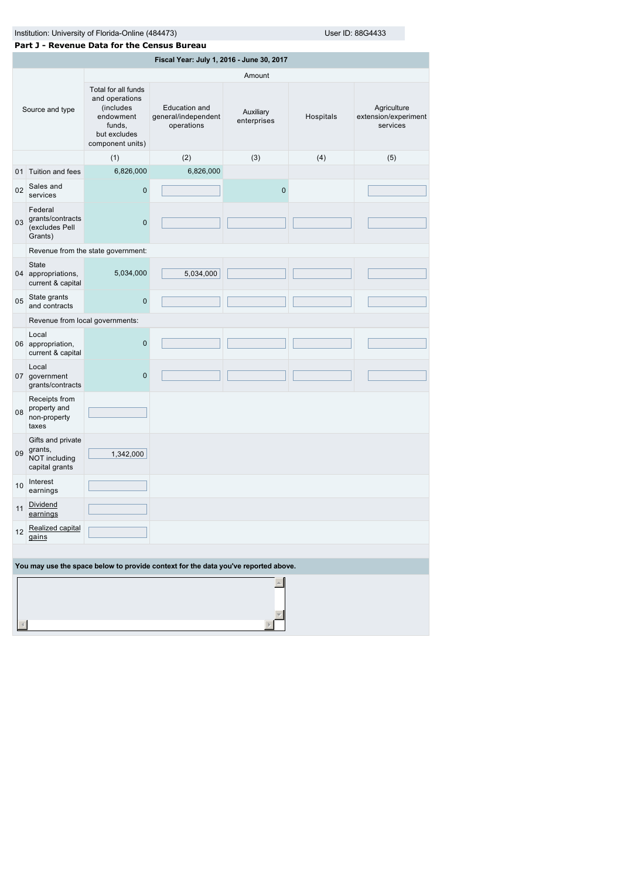Institution: University of Florida-Online (484473) User ID: 88G4433

## Part J - Revenue Data for the Census Bureau

| Fiscal Year: July 1, 2016 - June 30, 2017 | | | | | | |
|---|---|---|---|---|---|---|
| | | Amount | | | | |
| | Source and type | Total for all funds and operations (includes endowment funds, but excludes component units) | Education and general/independent operations | Auxiliary enterprises | Hospitals | Agriculture extension/experiment services |
| | | (1) | (2) | (3) | (4) | (5) |
| 01 | Tuition and fees | 6,826,000 | 6,826,000 | | | |
| 02 | Sales and services | 0 | | 0 | | |
| 03 | Federal grants/contracts (excludes Pell Grants) | 0 | | | | |
| | Revenue from the state government: | | | | | |
| 04 | State appropriations, current & capital | 5,034,000 | 5,034,000 | | | |
| 05 | State grants and contracts | 0 | | | | |
| | Revenue from local governments: | | | | | |
| 06 | Local appropriation, current & capital | 0 | | | | |
| 07 | Local government grants/contracts | 0 | | | | |
| 08 | Receipts from property and non-property taxes | | | | | |
| 09 | Gifts and private grants, NOT including capital grants | 1,342,000 | | | | |
| 10 | Interest earnings | | | | | |
| 11 | Dividend earnings | | | | | |
| 12 | Realized capital gains | | | | | |

**You may use the space below to provide context for the data you've reported above.**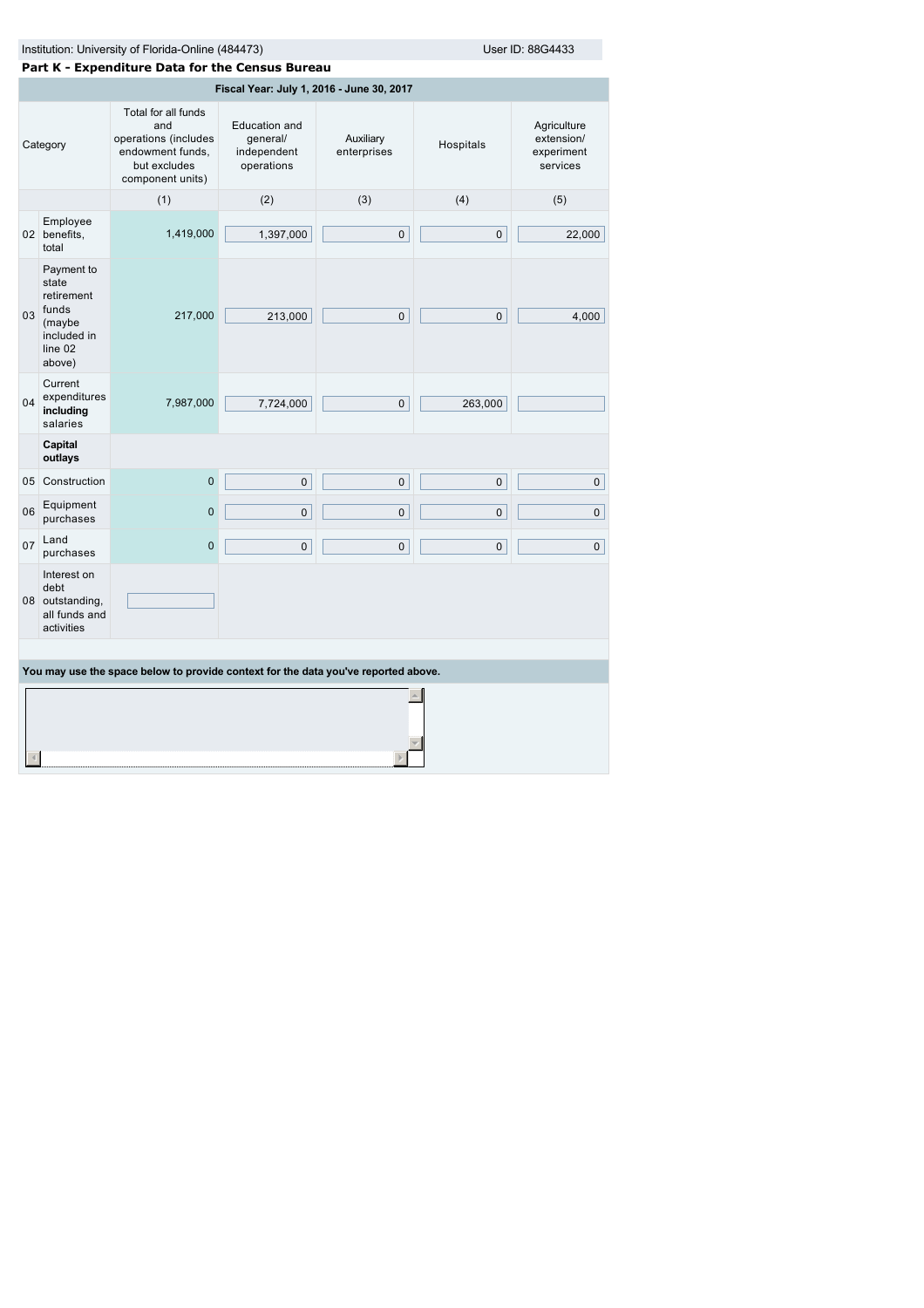Institution: University of Florida-Online (484473) User ID: 88G4433

## Part K - Expenditure Data for the Census Bureau

| Fiscal Year: July 1, 2016 - June 30, 2017 | | | | | | |
|---|---|---|---|---|---|---|
| Category | | Total for all funds and operations (includes endowment funds, but excludes component units) | Education and general/ independent operations | Auxiliary enterprises | Hospitals | Agriculture extension/ experiment services |
| | | (1) | (2) | (3) | (4) | (5) |
| 02 | Employee benefits, total | 1,419,000 | 1,397,000 | 0 | 0 | 22,000 |
| 03 | Payment to state retirement funds (maybe included in line 02 above) | 217,000 | 213,000 | 0 | 0 | 4,000 |
| 04 | Current expenditures **including** salaries | 7,987,000 | 7,724,000 | 0 | 263,000 | |
| | **Capital outlays** | | | | | |
| 05 | Construction | 0 | 0 | 0 | 0 | 0 |
| 06 | Equipment purchases | 0 | 0 | 0 | 0 | 0 |
| 07 | Land purchases | 0 | 0 | 0 | 0 | 0 |
| 08 | Interest on debt outstanding, all funds and activities | | | | | |

**You may use the space below to provide context for the data you've reported above.**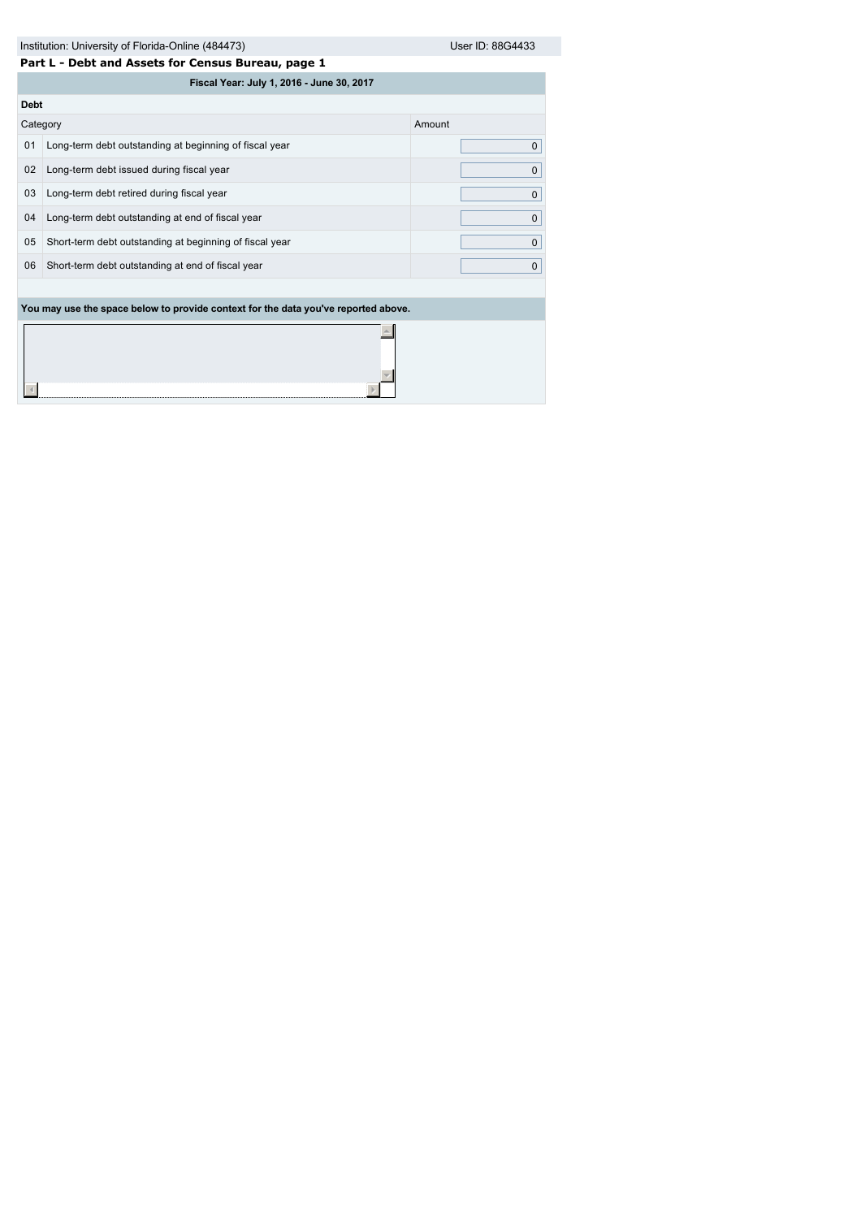Institution: University of Florida-Online (484473) User ID: 88G4433

## Part L - Debt and Assets for Census Bureau, page 1

**Fiscal Year: July 1, 2016 - June 30, 2017**

**Debt**

| | Category | Amount |
|---|---|---|
| 01 | Long-term debt outstanding at beginning of fiscal year | 0 |
| 02 | Long-term debt issued during fiscal year | 0 |
| 03 | Long-term debt retired during fiscal year | 0 |
| 04 | Long-term debt outstanding at end of fiscal year | 0 |
| 05 | Short-term debt outstanding at beginning of fiscal year | 0 |
| 06 | Short-term debt outstanding at end of fiscal year | 0 |

**You may use the space below to provide context for the data you've reported above.**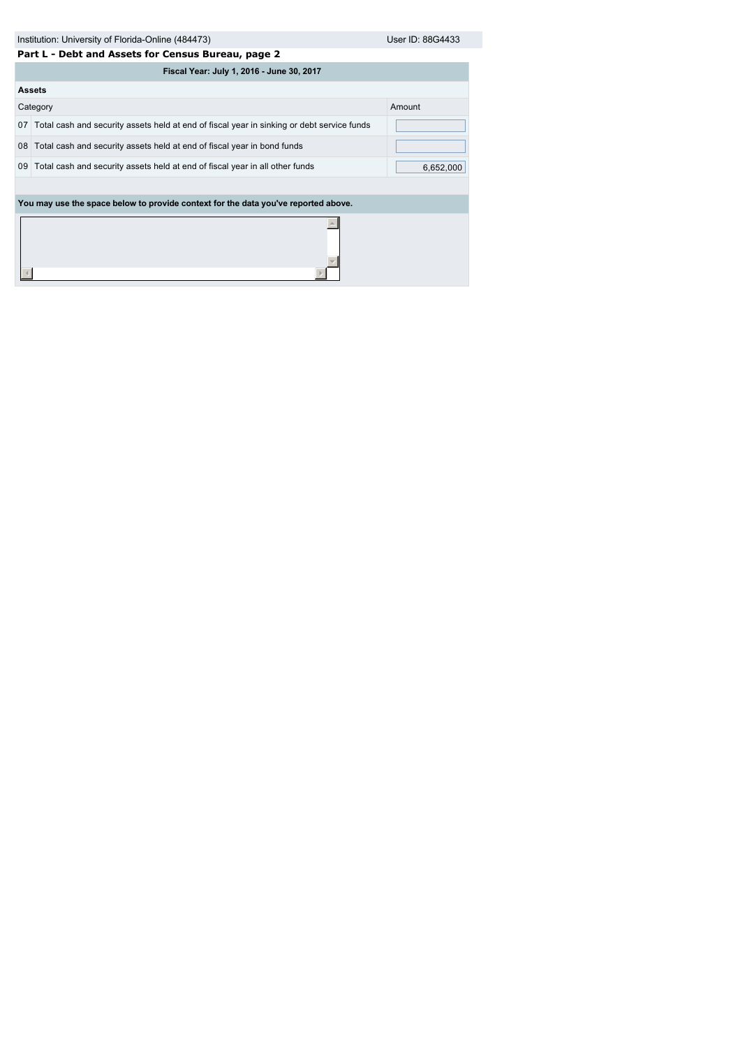Institution: University of Florida-Online (484473) User ID: 88G4433

## Part L - Debt and Assets for Census Bureau, page 2

**Fiscal Year: July 1, 2016 - June 30, 2017**

**Assets**

| | Category | Amount |
|---|---|---|
| 07 | Total cash and security assets held at end of fiscal year in sinking or debt service funds | |
| 08 | Total cash and security assets held at end of fiscal year in bond funds | |
| 09 | Total cash and security assets held at end of fiscal year in all other funds | 6,652,000 |

**You may use the space below to provide context for the data you've reported above.**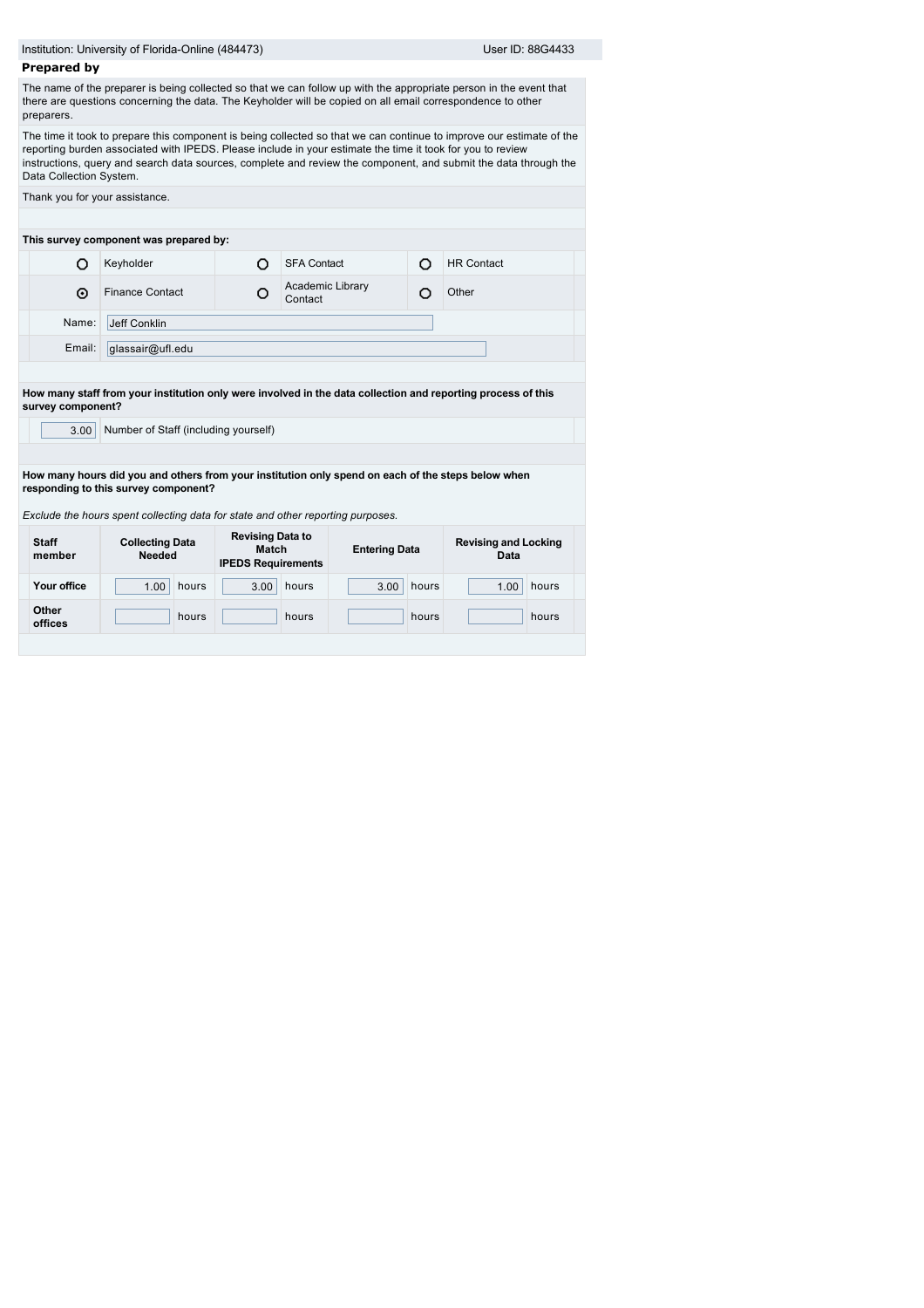Institution: University of Florida-Online (484473) | User ID: 88G4433

## Prepared by

The name of the preparer is being collected so that we can follow up with the appropriate person in the event that there are questions concerning the data. The Keyholder will be copied on all email correspondence to other preparers.

The time it took to prepare this component is being collected so that we can continue to improve our estimate of the reporting burden associated with IPEDS. Please include in your estimate the time it took for you to review instructions, query and search data sources, complete and review the component, and submit the data through the Data Collection System.

Thank you for your assistance.

**This survey component was prepared by:**

| | | | | | |
|---|---|---|---|---|---|
| ○ | Keyholder | ○ | SFA Contact | ○ | HR Contact |
| ⊙ | Finance Contact | ○ | Academic Library Contact | ○ | Other |

Name: Jeff Conklin

Email: glassair@ufl.edu

**How many staff from your institution only were involved in the data collection and reporting process of this survey component?**

3.00 Number of Staff (including yourself)

**How many hours did you and others from your institution only spend on each of the steps below when responding to this survey component?**

*Exclude the hours spent collecting data for state and other reporting purposes.*

| Staff member | Collecting Data Needed | Revising Data to Match IPEDS Requirements | Entering Data | Revising and Locking Data |
|---|---|---|---|---|
| Your office | 1.00 hours | 3.00 hours | 3.00 hours | 1.00 hours |
| Other offices | hours | hours | hours | hours |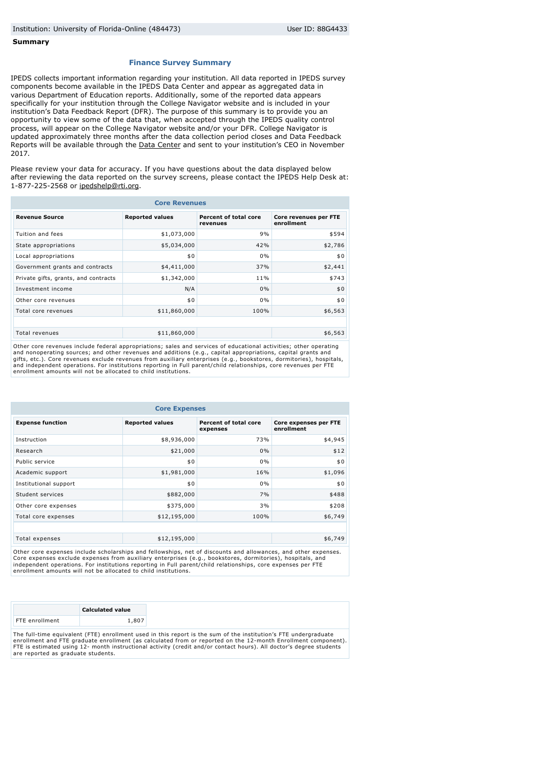**Summary**

### Finance Survey Summary

IPEDS collects important information regarding your institution. All data reported in IPEDS survey components become available in the IPEDS Data Center and appear as aggregated data in various Department of Education reports. Additionally, some of the reported data appears specifically for your institution through the College Navigator website and is included in your institution's Data Feedback Report (DFR). The purpose of this summary is to provide you an opportunity to view some of the data that, when accepted through the IPEDS quality control process, will appear on the College Navigator website and/or your DFR. College Navigator is updated approximately three months after the data collection period closes and Data Feedback Reports will be available through the Data Center and sent to your institution's CEO in November 2017.

Please review your data for accuracy. If you have questions about the data displayed below after reviewing the data reported on the survey screens, please contact the IPEDS Help Desk at: 1-877-225-2568 or ipedshelp@rti.org.

**Core Revenues**

| Revenue Source | Reported values | Percent of total core revenues | Core revenues per FTE enrollment |
|---|---|---|---|
| Tuition and fees | $1,073,000 | 9% | $594 |
| State appropriations | $5,034,000 | 42% | $2,786 |
| Local appropriations | $0 | 0% | $0 |
| Government grants and contracts | $4,411,000 | 37% | $2,441 |
| Private gifts, grants, and contracts | $1,342,000 | 11% | $743 |
| Investment income | N/A | 0% | $0 |
| Other core revenues | $0 | 0% | $0 |
| Total core revenues | $11,860,000 | 100% | $6,563 |
| | | | |
| Total revenues | $11,860,000 | | $6,563 |

Other core revenues include federal appropriations; sales and services of educational activities; other operating and nonoperating sources; and other revenues and additions (e.g., capital appropriations, capital grants and gifts, etc.). Core revenues exclude revenues from auxiliary enterprises (e.g., bookstores, dormitories), hospitals, and independent operations. For institutions reporting in Full parent/child relationships, core revenues per FTE enrollment amounts will not be allocated to child institutions.

**Core Expenses**

| Expense function | Reported values | Percent of total core expenses | Core expenses per FTE enrollment |
|---|---|---|---|
| Instruction | $8,936,000 | 73% | $4,945 |
| Research | $21,000 | 0% | $12 |
| Public service | $0 | 0% | $0 |
| Academic support | $1,981,000 | 16% | $1,096 |
| Institutional support | $0 | 0% | $0 |
| Student services | $882,000 | 7% | $488 |
| Other core expenses | $375,000 | 3% | $208 |
| Total core expenses | $12,195,000 | 100% | $6,749 |
| | | | |
| Total expenses | $12,195,000 | | $6,749 |

Other core expenses include scholarships and fellowships, net of discounts and allowances, and other expenses. Core expenses exclude expenses from auxiliary enterprises (e.g., bookstores, dormitories), hospitals, and independent operations. For institutions reporting in Full parent/child relationships, core expenses per FTE enrollment amounts will not be allocated to child institutions.

| | Calculated value |
|---|---|
| FTE enrollment | 1,807 |

The full-time equivalent (FTE) enrollment used in this report is the sum of the institution's FTE undergraduate enrollment and FTE graduate enrollment (as calculated from or reported on the 12-month Enrollment component). FTE is estimated using 12- month instructional activity (credit and/or contact hours). All doctor's degree students are reported as graduate students.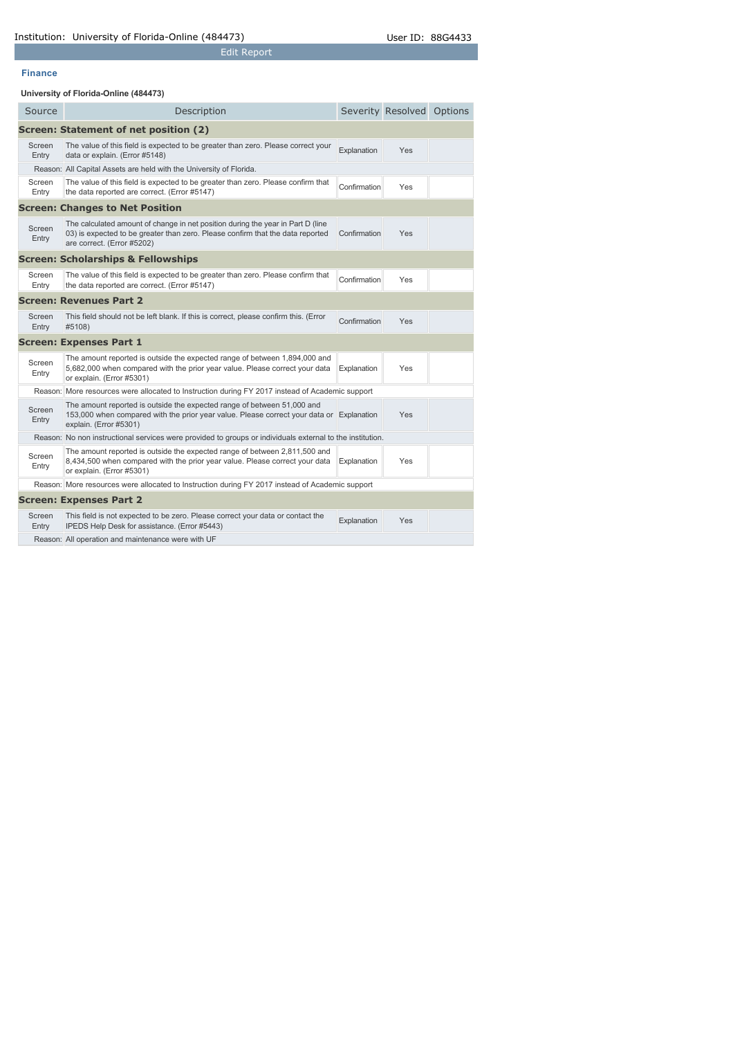Institution: University of Florida-Online (484473) User ID: 88G4433

Edit Report

**Finance**

**University of Florida-Online (484473)**

| Source | Description | Severity | Resolved | Options |
|---|---|---|---|---|
| **Screen: Statement of net position (2)** | | | | |
| Screen Entry | The value of this field is expected to be greater than zero. Please correct your data or explain. (Error #5148) | Explanation | Yes | |
| Reason: | All Capital Assets are held with the University of Florida. | | | |
| Screen Entry | The value of this field is expected to be greater than zero. Please confirm that the data reported are correct. (Error #5147) | Confirmation | Yes | |
| **Screen: Changes to Net Position** | | | | |
| Screen Entry | The calculated amount of change in net position during the year in Part D (line 03) is expected to be greater than zero. Please confirm that the data reported are correct. (Error #5202) | Confirmation | Yes | |
| **Screen: Scholarships & Fellowships** | | | | |
| Screen Entry | The value of this field is expected to be greater than zero. Please confirm that the data reported are correct. (Error #5147) | Confirmation | Yes | |
| **Screen: Revenues Part 2** | | | | |
| Screen Entry | This field should not be left blank. If this is correct, please confirm this. (Error #5108) | Confirmation | Yes | |
| **Screen: Expenses Part 1** | | | | |
| Screen Entry | The amount reported is outside the expected range of between 1,894,000 and 5,682,000 when compared with the prior year value. Please correct your data or explain. (Error #5301) | Explanation | Yes | |
| Reason: | More resources were allocated to Instruction during FY 2017 instead of Academic support | | | |
| Screen Entry | The amount reported is outside the expected range of between 51,000 and 153,000 when compared with the prior year value. Please correct your data or explain. (Error #5301) | Explanation | Yes | |
| Reason: | No non instructional services were provided to groups or individuals external to the institution. | | | |
| Screen Entry | The amount reported is outside the expected range of between 2,811,500 and 8,434,500 when compared with the prior year value. Please correct your data or explain. (Error #5301) | Explanation | Yes | |
| Reason: | More resources were allocated to Instruction during FY 2017 instead of Academic support | | | |
| **Screen: Expenses Part 2** | | | | |
| Screen Entry | This field is not expected to be zero. Please correct your data or contact the IPEDS Help Desk for assistance. (Error #5443) | Explanation | Yes | |
| Reason: | All operation and maintenance were with UF | | | |